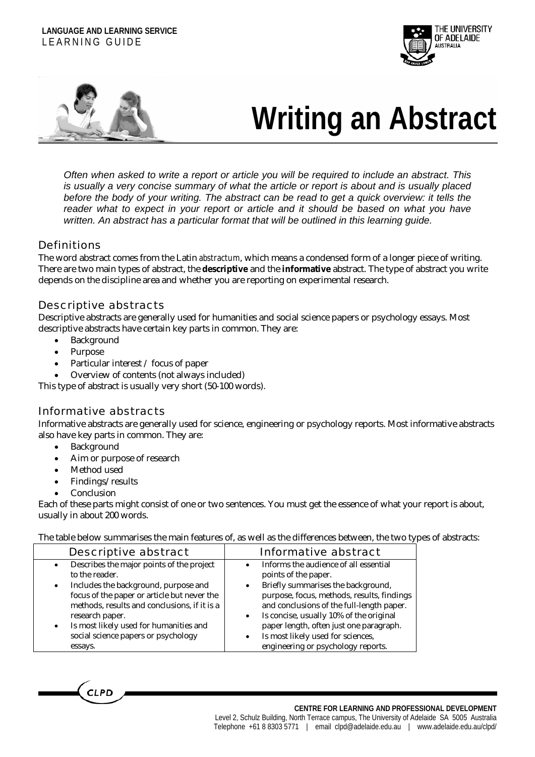LANGUAGE AND LEARNING SERVICE
LEARNING GUIDE

# Writing an Abstract

*Often when asked to write a report or article you will be required to include an abstract. This is usually a very concise summary of what the article or report is about and is usually placed before the body of your writing. The abstract can be read to get a quick overview: it tells the reader what to expect in your report or article and it should be based on what you have written. An abstract has a particular format that will be outlined in this learning guide.*

## Definitions

The word abstract comes from the Latin *abstractum*, which means a condensed form of a longer piece of writing. There are two main types of abstract, the **descriptive** and the **informative** abstract. The type of abstract you write depends on the discipline area and whether you are reporting on experimental research.

## Descriptive abstracts

Descriptive abstracts are generally used for humanities and social science papers or psychology essays. Most descriptive abstracts have certain key parts in common. They are:

- Background
- Purpose
- Particular interest / focus of paper
- Overview of contents (not always included)

This type of abstract is usually very short (50-100 words).

## Informative abstracts

Informative abstracts are generally used for science, engineering or psychology reports. Most informative abstracts also have key parts in common. They are:

- Background
- Aim or purpose of research
- Method used
- Findings/results
- Conclusion

Each of these parts might consist of one or two sentences. You must get the essence of what your report is about, usually in about 200 words.

The table below summarises the main features of, as well as the differences between, the two types of abstracts:

| Descriptive abstract | Informative abstract |
|---|---|
| • Describes the major points of the project to the reader.<br>• Includes the background, purpose and focus of the paper or article but never the methods, results and conclusions, if it is a research paper.<br>• Is most likely used for humanities and social science papers or psychology essays. | • Informs the audience of all essential points of the paper.<br>• Briefly summarises the background, purpose, focus, methods, results, findings and conclusions of the full-length paper.<br>• Is concise, usually 10% of the original paper length, often just one paragraph.<br>• Is most likely used for sciences, engineering or psychology reports. |

CENTRE FOR LEARNING AND PROFESSIONAL DEVELOPMENT
Level 2, Schulz Building, North Terrace campus, The University of Adelaide SA 5005 Australia
Telephone +61 8 8303 5771 | email clpd@adelaide.edu.au | www.adelaide.edu.au/clpd/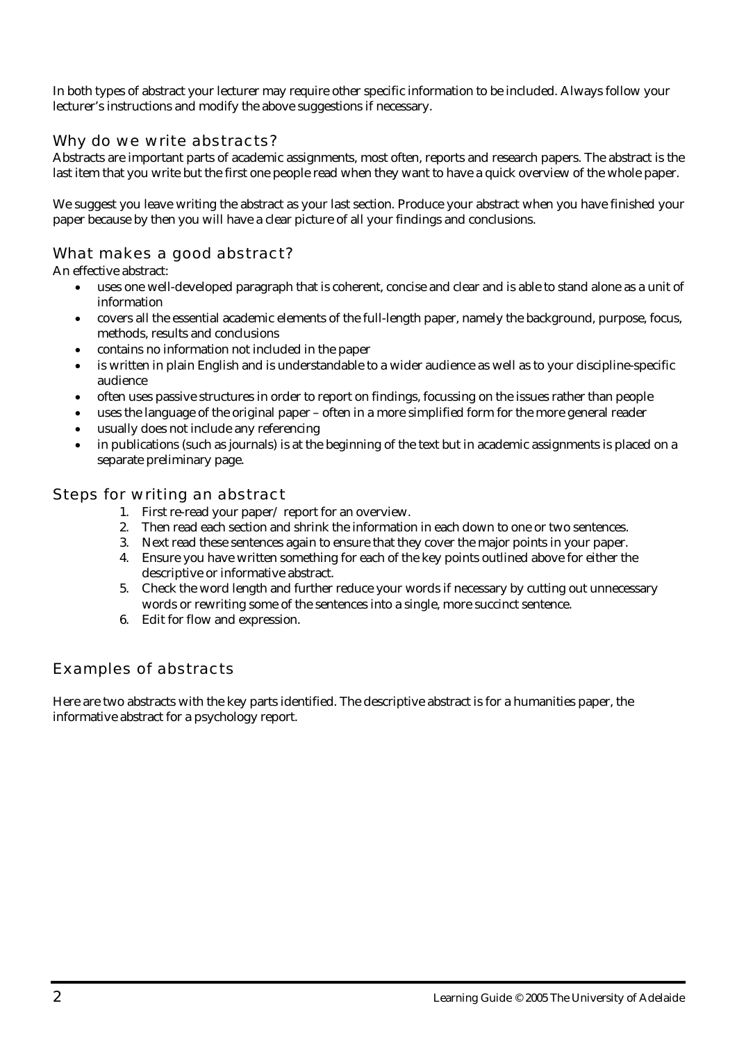In both types of abstract your lecturer may require other specific information to be included. Always follow your lecturer's instructions and modify the above suggestions if necessary.

## Why do we write abstracts?

Abstracts are important parts of academic assignments, most often, reports and research papers. The abstract is the last item that you write but the first one people read when they want to have a quick overview of the whole paper.

We suggest you leave writing the abstract as your last section. Produce your abstract when you have finished your paper because by then you will have a clear picture of all your findings and conclusions.

## What makes a good abstract?

An effective abstract:

- uses one well-developed paragraph that is coherent, concise and clear and is able to stand alone as a unit of information
- covers all the essential academic elements of the full-length paper, namely the background, purpose, focus, methods, results and conclusions
- contains no information not included in the paper
- is written in plain English and is understandable to a wider audience as well as to your discipline-specific audience
- often uses passive structures in order to report on findings, focussing on the issues rather than people
- uses the language of the original paper – often in a more simplified form for the more general reader
- usually does not include any referencing
- in publications (such as journals) is at the beginning of the text but in academic assignments is placed on a separate preliminary page.

## Steps for writing an abstract

1. First re-read your paper/ report for an overview.
2. Then read each section and shrink the information in each down to one or two sentences.
3. Next read these sentences again to ensure that they cover the major points in your paper.
4. Ensure you have written something for each of the key points outlined above for either the descriptive or informative abstract.
5. Check the word length and further reduce your words if necessary by cutting out unnecessary words or rewriting some of the sentences into a single, more succinct sentence.
6. Edit for flow and expression.

## Examples of abstracts

Here are two abstracts with the key parts identified. The descriptive abstract is for a humanities paper, the informative abstract for a psychology report.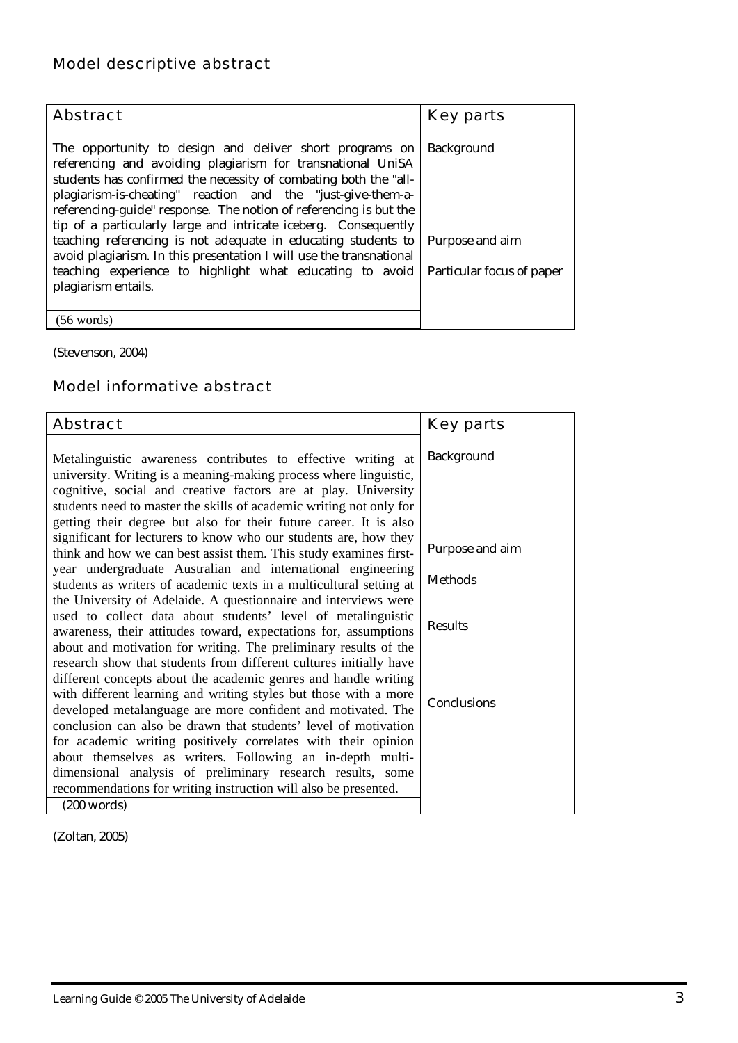## Model descriptive abstract

| Abstract | Key parts |
|---|---|
| The opportunity to design and deliver short programs on referencing and avoiding plagiarism for transnational UniSA students has confirmed the necessity of combating both the "all-plagiarism-is-cheating" reaction and the "just-give-them-a-referencing-guide" response. The notion of referencing is but the tip of a particularly large and intricate iceberg. Consequently teaching referencing is not adequate in educating students to avoid plagiarism. In this presentation I will use the transnational teaching experience to highlight what educating to avoid plagiarism entails. | Background<br><br>Purpose and aim<br><br>Particular focus of paper |
| (56 words) | |

(Stevenson, 2004)

## Model informative abstract

| Abstract | Key parts |
|---|---|
| Metalinguistic awareness contributes to effective writing at university. Writing is a meaning-making process where linguistic, cognitive, social and creative factors are at play. University students need to master the skills of academic writing not only for getting their degree but also for their future career. It is also significant for lecturers to know who our students are, how they think and how we can best assist them. This study examines first-year undergraduate Australian and international engineering students as writers of academic texts in a multicultural setting at the University of Adelaide. A questionnaire and interviews were used to collect data about students' level of metalinguistic awareness, their attitudes toward, expectations for, assumptions about and motivation for writing. The preliminary results of the research show that students from different cultures initially have different concepts about the academic genres and handle writing with different learning and writing styles but those with a more developed metalanguage are more confident and motivated. The conclusion can also be drawn that students' level of motivation for academic writing positively correlates with their opinion about themselves as writers. Following an in-depth multi-dimensional analysis of preliminary research results, some recommendations for writing instruction will also be presented. | Background<br><br>Purpose and aim<br><br>Methods<br><br>Results<br><br>Conclusions |
| (200 words) | |

(Zoltan, 2005)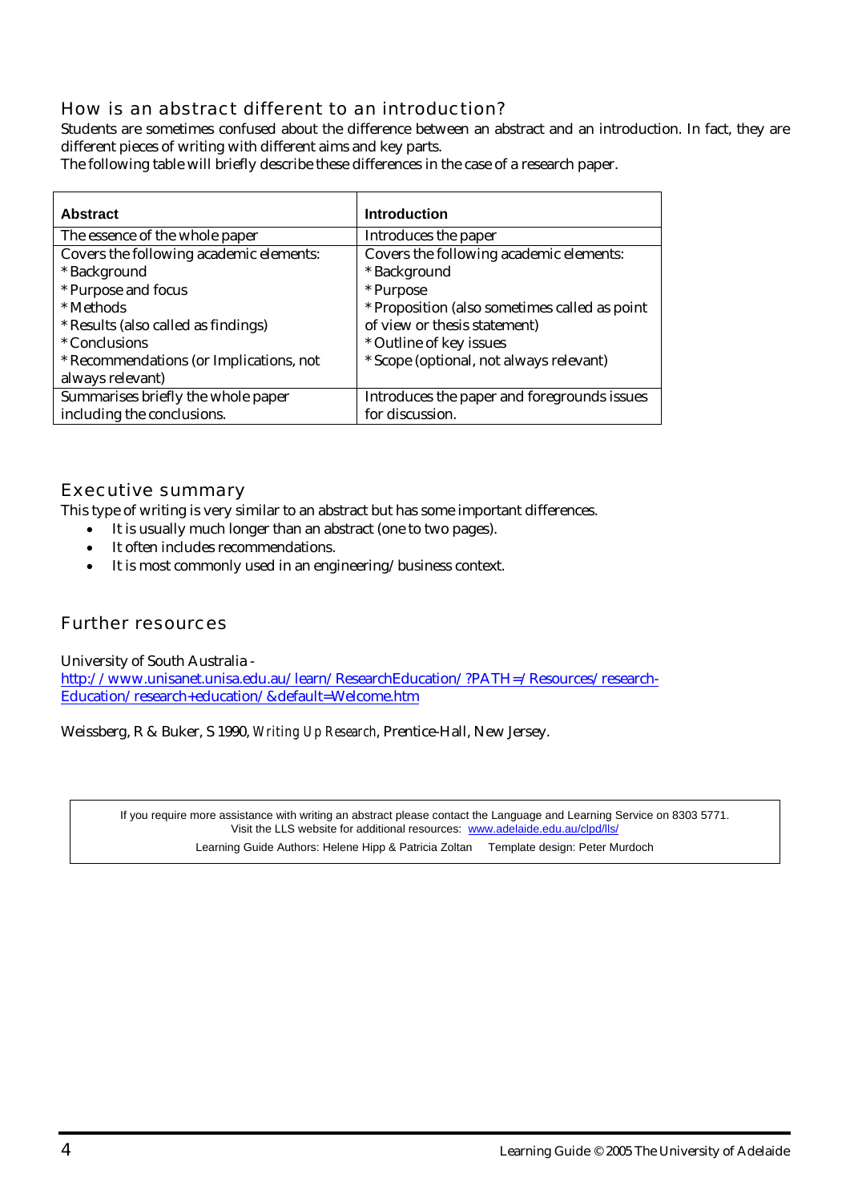## How is an abstract different to an introduction?

Students are sometimes confused about the difference between an abstract and an introduction. In fact, they are different pieces of writing with different aims and key parts.
The following table will briefly describe these differences in the case of a research paper.

| **Abstract** | **Introduction** |
|---|---|
| The essence of the whole paper | Introduces the paper |
| Covers the following academic elements:<br>* Background<br>* Purpose and focus<br>* Methods<br>* Results (also called as findings)<br>* Conclusions<br>* Recommendations (or Implications, not always relevant) | Covers the following academic elements:<br>* Background<br>* Purpose<br>* Proposition (also sometimes called as point of view or thesis statement)<br>* Outline of key issues<br>* Scope (optional, not always relevant) |
| Summarises briefly the whole paper including the conclusions. | Introduces the paper and foregrounds issues for discussion. |

## Executive summary

This type of writing is very similar to an abstract but has some important differences.

- It is usually much longer than an abstract (one to two pages).
- It often includes recommendations.
- It is most commonly used in an engineering/business context.

## Further resources

University of South Australia -
http://www.unisanet.unisa.edu.au/learn/ResearchEducation/?PATH=/Resources/research-Education/research+education/&default=Welcome.htm

Weissberg, R & Buker, S 1990, *Writing Up Research*, Prentice-Hall, New Jersey.

If you require more assistance with writing an abstract please contact the Language and Learning Service on 8303 5771.
Visit the LLS website for additional resources: www.adelaide.edu.au/clpd/lls/
Learning Guide Authors: Helene Hipp & Patricia Zoltan     Template design: Peter Murdoch